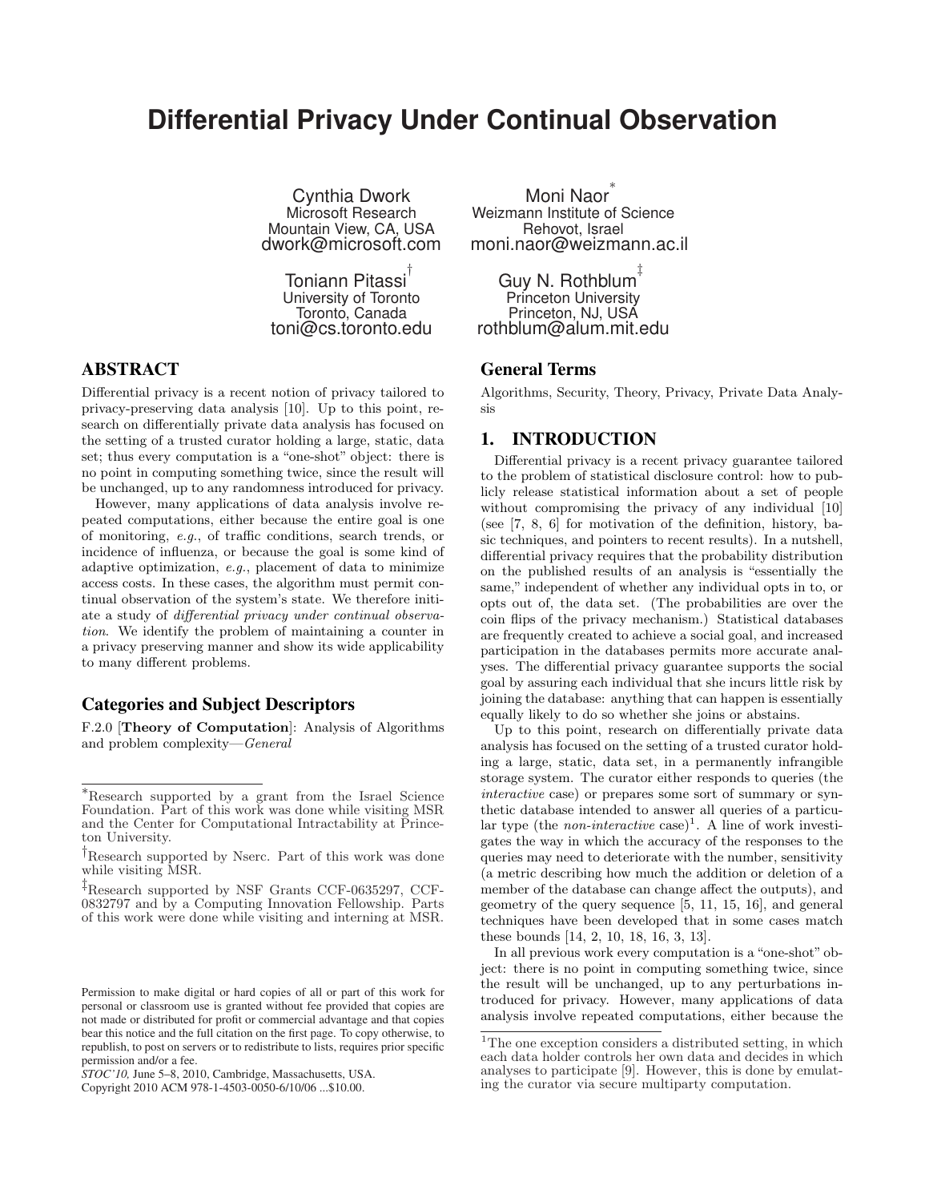# Differential Privacy Under Continual Observation

Cynthia Dwork
Microsoft Research
Mountain View, CA, USA
dwork@microsoft.com

Moni Naor[*]
Weizmann Institute of Science
Rehovot, Israel
moni.naor@weizmann.ac.il

Toniann Pitassi[†]
University of Toronto
Toronto, Canada
toni@cs.toronto.edu

Guy N. Rothblum[‡]
Princeton University
Princeton, NJ, USA
rothblum@alum.mit.edu

## ABSTRACT

Differential privacy is a recent notion of privacy tailored to privacy-preserving data analysis [10]. Up to this point, research on differentially private data analysis has focused on the setting of a trusted curator holding a large, static, data set; thus every computation is a "one-shot" object: there is no point in computing something twice, since the result will be unchanged, up to any randomness introduced for privacy.

However, many applications of data analysis involve repeated computations, either because the entire goal is one of monitoring, *e.g.*, of traffic conditions, search trends, or incidence of influenza, or because the goal is some kind of adaptive optimization, *e.g.*, placement of data to minimize access costs. In these cases, the algorithm must permit continual observation of the system's state. We therefore initiate a study of *differential privacy under continual observation*. We identify the problem of maintaining a counter in a privacy preserving manner and show its wide applicability to many different problems.

### Categories and Subject Descriptors

F.2.0 [**Theory of Computation**]: Analysis of Algorithms and problem complexity—*General*

### General Terms

Algorithms, Security, Theory, Privacy, Private Data Analysis

## 1. INTRODUCTION

Differential privacy is a recent privacy guarantee tailored to the problem of statistical disclosure control: how to publicly release statistical information about a set of people without compromising the privacy of any individual [10] (see [7, 8, 6] for motivation of the definition, history, basic techniques, and pointers to recent results). In a nutshell, differential privacy requires that the probability distribution on the published results of an analysis is "essentially the same," independent of whether any individual opts in to, or opts out of, the data set. (The probabilities are over the coin flips of the privacy mechanism.) Statistical databases are frequently created to achieve a social goal, and increased participation in the databases permits more accurate analyses. The differential privacy guarantee supports the social goal by assuring each individual that she incurs little risk by joining the database: anything that can happen is essentially equally likely to do so whether she joins or abstains.

Up to this point, research on differentially private data analysis has focused on the setting of a trusted curator holding a large, static, data set, in a permanently infrangible storage system. The curator either responds to queries (the *interactive* case) or prepares some sort of summary or synthetic database intended to answer all queries of a particular type (the *non-interactive* case)[1]. A line of work investigates the way in which the accuracy of the responses to the queries may need to deteriorate with the number, sensitivity (a metric describing how much the addition or deletion of a member of the database can change affect the outputs), and geometry of the query sequence [5, 11, 15, 16], and general techniques have been developed that in some cases match these bounds [14, 2, 10, 18, 16, 3, 13].

In all previous work every computation is a "one-shot" object: there is no point in computing something twice, since the result will be unchanged, up to any perturbations introduced for privacy. However, many applications of data analysis involve repeated computations, either because the

[*]Research supported by a grant from the Israel Science Foundation. Part of this work was done while visiting MSR and the Center for Computational Intractability at Princeton University.

[†]Research supported by Nserc. Part of this work was done while visiting MSR.

[‡]Research supported by NSF Grants CCF-0635297, CCF-0832797 and by a Computing Innovation Fellowship. Parts of this work were done while visiting and interning at MSR.

[1]The one exception considers a distributed setting, in which each data holder controls her own data and decides in which analyses to participate [9]. However, this is done by emulating the curator via secure multiparty computation.

Permission to make digital or hard copies of all or part of this work for personal or classroom use is granted without fee provided that copies are not made or distributed for profit or commercial advantage and that copies bear this notice and the full citation on the first page. To copy otherwise, to republish, to post on servers or to redistribute to lists, requires prior specific permission and/or a fee.
*STOC'10,* June 5–8, 2010, Cambridge, Massachusetts, USA.
Copyright 2010 ACM 978-1-4503-0050-6/10/06 ...$10.00.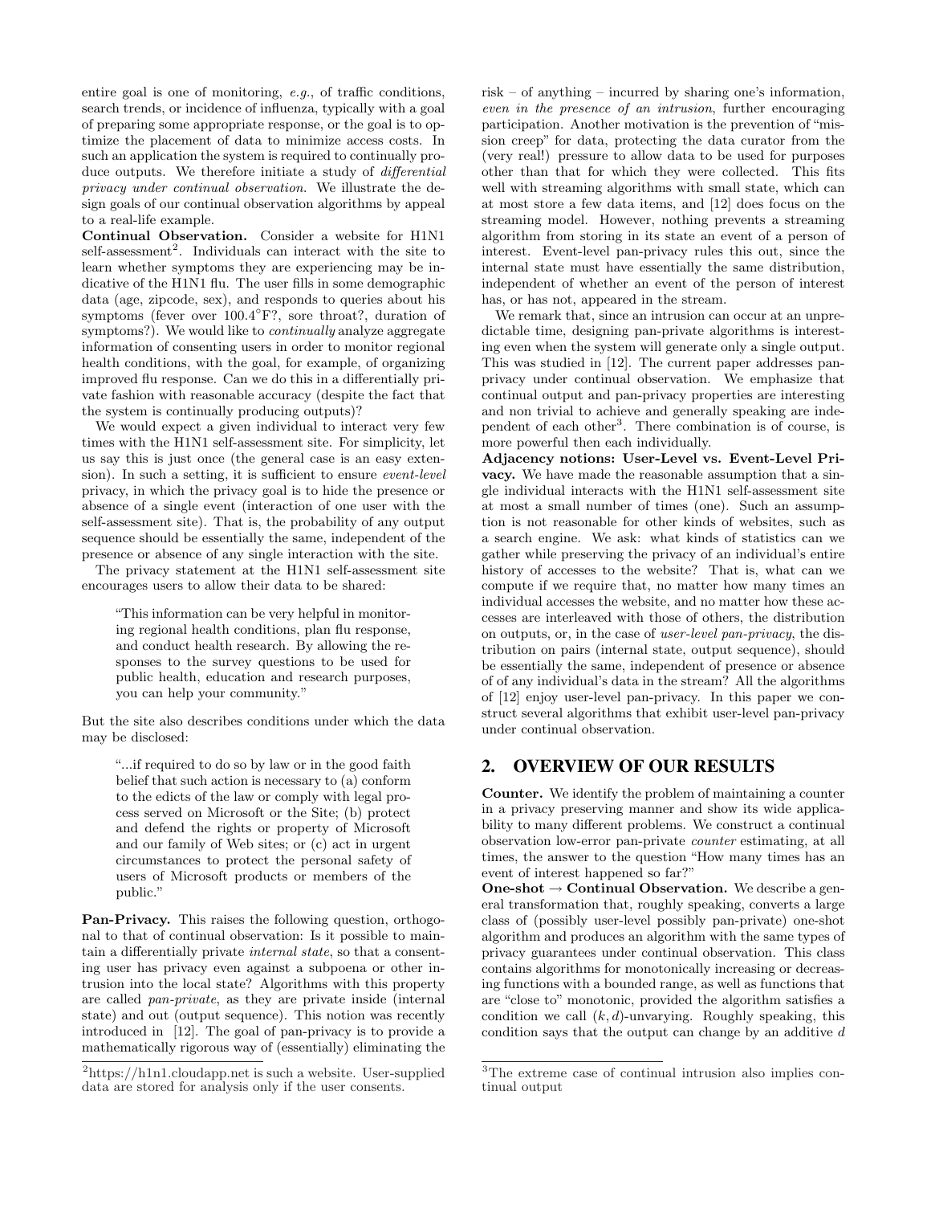entire goal is one of monitoring, *e.g.*, of traffic conditions, search trends, or incidence of influenza, typically with a goal of preparing some appropriate response, or the goal is to optimize the placement of data to minimize access costs. In such an application the system is required to continually produce outputs. We therefore initiate a study of *differential privacy under continual observation*. We illustrate the design goals of our continual observation algorithms by appeal to a real-life example.

**Continual Observation.** Consider a website for H1N1 self-assessment[2]. Individuals can interact with the site to learn whether symptoms they are experiencing may be indicative of the H1N1 flu. The user fills in some demographic data (age, zipcode, sex), and responds to queries about his symptoms (fever over 100.4°F?, sore throat?, duration of symptoms?). We would like to *continually* analyze aggregate information of consenting users in order to monitor regional health conditions, with the goal, for example, of organizing improved flu response. Can we do this in a differentially private fashion with reasonable accuracy (despite the fact that the system is continually producing outputs)?

We would expect a given individual to interact very few times with the H1N1 self-assessment site. For simplicity, let us say this is just once (the general case is an easy extension). In such a setting, it is sufficient to ensure *event-level* privacy, in which the privacy goal is to hide the presence or absence of a single event (interaction of one user with the self-assessment site). That is, the probability of any output sequence should be essentially the same, independent of the presence or absence of any single interaction with the site.

The privacy statement at the H1N1 self-assessment site encourages users to allow their data to be shared:

> "This information can be very helpful in monitoring regional health conditions, plan flu response, and conduct health research. By allowing the responses to the survey questions to be used for public health, education and research purposes, you can help your community."

But the site also describes conditions under which the data may be disclosed:

> "...if required to do so by law or in the good faith belief that such action is necessary to (a) conform to the edicts of the law or comply with legal process served on Microsoft or the Site; (b) protect and defend the rights or property of Microsoft and our family of Web sites; or (c) act in urgent circumstances to protect the personal safety of users of Microsoft products or members of the public."

**Pan-Privacy.** This raises the following question, orthogonal to that of continual observation: Is it possible to maintain a differentially private *internal state*, so that a consenting user has privacy even against a subpoena or other intrusion into the local state? Algorithms with this property are called *pan-private*, as they are private inside (internal state) and out (output sequence). This notion was recently introduced in [12]. The goal of pan-privacy is to provide a mathematically rigorous way of (essentially) eliminating the risk – of anything – incurred by sharing one's information, *even in the presence of an intrusion*, further encouraging participation. Another motivation is the prevention of "mission creep" for data, protecting the data curator from the (very real!) pressure to allow data to be used for purposes other than that for which they were collected. This fits well with streaming algorithms with small state, which can at most store a few data items, and [12] does focus on the streaming model. However, nothing prevents a streaming algorithm from storing in its state an event of a person of interest. Event-level pan-privacy rules this out, since the internal state must have essentially the same distribution, independent of whether an event of the person of interest has, or has not, appeared in the stream.

We remark that, since an intrusion can occur at an unpredictable time, designing pan-private algorithms is interesting even when the system will generate only a single output. This was studied in [12]. The current paper addresses pan-privacy under continual observation. We emphasize that continual output and pan-privacy properties are interesting and non trivial to achieve and generally speaking are independent of each other[3]. There combination is of course, is more powerful then each individually.

**Adjacency notions: User-Level vs. Event-Level Privacy.** We have made the reasonable assumption that a single individual interacts with the H1N1 self-assessment site at most a small number of times (one). Such an assumption is not reasonable for other kinds of websites, such as a search engine. We ask: what kinds of statistics can we gather while preserving the privacy of an individual's entire history of accesses to the website? That is, what can we compute if we require that, no matter how many times an individual accesses the website, and no matter how these accesses are interleaved with those of others, the distribution on outputs, or, in the case of *user-level pan-privacy*, the distribution on pairs (internal state, output sequence), should be essentially the same, independent of presence or absence of of any individual's data in the stream? All the algorithms of [12] enjoy user-level pan-privacy. In this paper we construct several algorithms that exhibit user-level pan-privacy under continual observation.

## 2. OVERVIEW OF OUR RESULTS

**Counter.** We identify the problem of maintaining a counter in a privacy preserving manner and show its wide applicability to many different problems. We construct a continual observation low-error pan-private *counter* estimating, at all times, the answer to the question "How many times has an event of interest happened so far?"

**One-shot → Continual Observation.** We describe a general transformation that, roughly speaking, converts a large class of (possibly user-level possibly pan-private) one-shot algorithm and produces an algorithm with the same types of privacy guarantees under continual observation. This class contains algorithms for monotonically increasing or decreasing functions with a bounded range, as well as functions that are "close to" monotonic, provided the algorithm satisfies a condition we call $(k, d)$-unvarying. Roughly speaking, this condition says that the output can change by an additive $d$

[2] https://h1n1.cloudapp.net is such a website. User-supplied data are stored for analysis only if the user consents.

[3] The extreme case of continual intrusion also implies continual output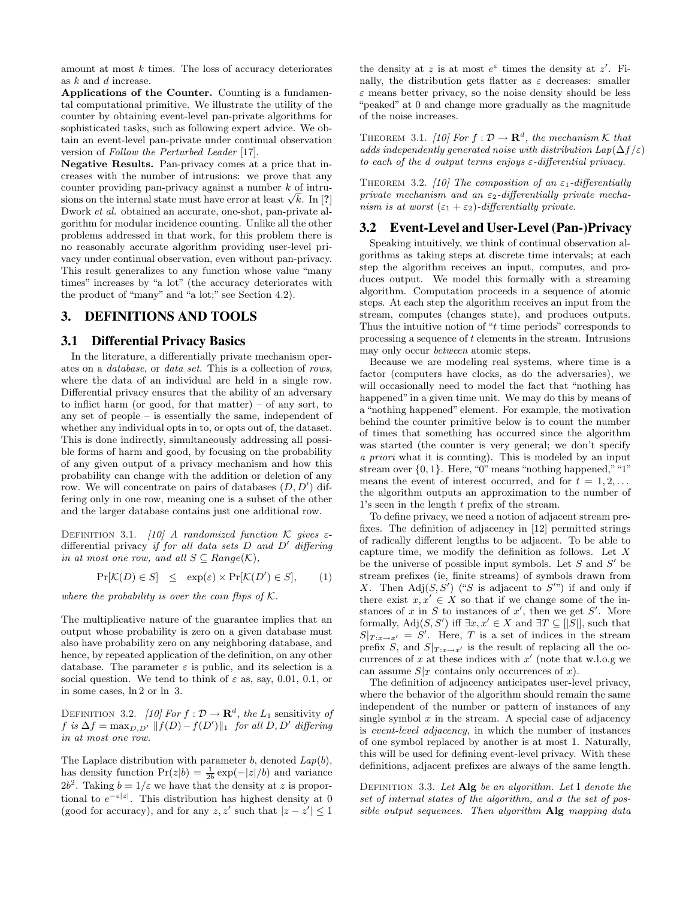amount at most $k$ times. The loss of accuracy deteriorates as $k$ and $d$ increase.

**Applications of the Counter.** Counting is a fundamental computational primitive. We illustrate the utility of the counter by obtaining event-level pan-private algorithms for sophisticated tasks, such as following expert advice. We obtain an event-level pan-private under continual observation version of *Follow the Perturbed Leader* [17].

**Negative Results.** Pan-privacy comes at a price that increases with the number of intrusions: we prove that any counter providing pan-privacy against a number $k$ of intrusions on the internal state must have error at least $\sqrt{k}$. In [?] Dwork *et al.* obtained an accurate, one-shot, pan-private algorithm for modular incidence counting. Unlike all the other problems addressed in that work, for this problem there is no reasonably accurate algorithm providing user-level privacy under continual observation, even without pan-privacy. This result generalizes to any function whose value "many times" increases by "a lot" (the accuracy deteriorates with the product of "many" and "a lot;" see Section 4.2).

## 3. DEFINITIONS AND TOOLS

### 3.1 Differential Privacy Basics

In the literature, a differentially private mechanism operates on a *database*, or *data set*. This is a collection of *rows*, where the data of an individual are held in a single row. Differential privacy ensures that the ability of an adversary to inflict harm (or good, for that matter) – of any sort, to any set of people – is essentially the same, independent of whether any individual opts in to, or opts out of, the dataset. This is done indirectly, simultaneously addressing all possible forms of harm and good, by focusing on the probability of any given output of a privacy mechanism and how this probability can change with the addition or deletion of any row. We will concentrate on pairs of databases $(D, D')$ differing only in one row, meaning one is a subset of the other and the larger database contains just one additional row.

Definition 3.1. *[10] A randomized function $\mathcal{K}$ gives $\varepsilon$-differential privacy if for all data sets $D$ and $D'$ differing in at most one row, and all $S \subseteq Range(\mathcal{K})$,*

$$\Pr[\mathcal{K}(D) \in S] \quad \leq \quad \exp(\varepsilon) \times \Pr[\mathcal{K}(D') \in S], \qquad (1)$$

*where the probability is over the coin flips of $\mathcal{K}$.*

The multiplicative nature of the guarantee implies that an output whose probability is zero on a given database must also have probability zero on any neighboring database, and hence, by repeated application of the definition, on any other database. The parameter $\varepsilon$ is public, and its selection is a social question. We tend to think of $\varepsilon$ as, say, 0.01, 0.1, or in some cases, $\ln 2$ or $\ln 3$.

Definition 3.2. *[10] For $f : \mathcal{D} \rightarrow \mathbf{R}^d$, the $L_1$ sensitivity of $f$ is $\Delta f = \max_{D,D'} \|f(D) - f(D')\|_1$ for all $D, D'$ differing in at most one row.*

The Laplace distribution with parameter $b$, denoted $Lap(b)$, has density function $\Pr(z|b) = \frac{1}{2b}\exp(-|z|/b)$ and variance $2b^2$. Taking $b = 1/\varepsilon$ we have that the density at $z$ is proportional to $e^{-\varepsilon|z|}$. This distribution has highest density at 0 (good for accuracy), and for any $z, z'$ such that $|z - z'| \leq 1$ the density at $z$ is at most $e^{\varepsilon}$ times the density at $z'$. Finally, the distribution gets flatter as $\varepsilon$ decreases: smaller $\varepsilon$ means better privacy, so the noise density should be less "peaked" at 0 and change more gradually as the magnitude of the noise increases.

Theorem 3.1. *[10] For $f : \mathcal{D} \rightarrow \mathbf{R}^d$, the mechanism $\mathcal{K}$ that adds independently generated noise with distribution $Lap(\Delta f/\varepsilon)$ to each of the $d$ output terms enjoys $\varepsilon$-differential privacy.*

Theorem 3.2. *[10] The composition of an $\varepsilon_1$-differentially private mechanism and an $\varepsilon_2$-differentially private mechanism is at worst $(\varepsilon_1 + \varepsilon_2)$-differentially private.*

### 3.2 Event-Level and User-Level (Pan-)Privacy

Speaking intuitively, we think of continual observation algorithms as taking steps at discrete time intervals; at each step the algorithm receives an input, computes, and produces output. We model this formally with a streaming algorithm. Computation proceeds in a sequence of atomic steps. At each step the algorithm receives an input from the stream, computes (changes state), and produces outputs. Thus the intuitive notion of "$t$ time periods" corresponds to processing a sequence of $t$ elements in the stream. Intrusions may only occur *between* atomic steps.

Because we are modeling real systems, where time is a factor (computers have clocks, as do the adversaries), we will occasionally need to model the fact that "nothing has happened" in a given time unit. We may do this by means of a "nothing happened" element. For example, the motivation behind the counter primitive below is to count the number of times that something has occurred since the algorithm was started (the counter is very general; we don't specify *a priori* what it is counting). This is modeled by an input stream over $\{0, 1\}$. Here, "0" means "nothing happened," "1" means the event of interest occurred, and for $t = 1, 2, \ldots$ the algorithm outputs an approximation to the number of 1's seen in the length $t$ prefix of the stream.

To define privacy, we need a notion of adjacent stream prefixes. The definition of adjacency in [12] permitted strings of radically different lengths to be adjacent. To be able to capture time, we modify the definition as follows. Let $X$ be the universe of possible input symbols. Let $S$ and $S'$ be stream prefixes (ie, finite streams) of symbols drawn from $X$. Then $\text{Adj}(S, S')$ ("$S$ is adjacent to $S'$") if and only if there exist $x, x' \in X$ so that if we change some of the instances of $x$ in $S$ to instances of $x'$, then we get $S'$. More formally, $\text{Adj}(S, S')$ iff $\exists x, x' \in X$ and $\exists T \subseteq [|S|]$, such that $S|_{T:x \rightarrow x'} = S'$. Here, $T$ is a set of indices in the stream prefix $S$, and $S|_{T:x \rightarrow x'}$ is the result of replacing all the occurrences of $x$ at these indices with $x'$ (note that w.l.o.g we can assume $S|_T$ contains only occurrences of $x$).

The definition of adjacency anticipates user-level privacy, where the behavior of the algorithm should remain the same independent of the number or pattern of instances of any single symbol $x$ in the stream. A special case of adjacency is *event-level adjacency*, in which the number of instances of one symbol replaced by another is at most 1. Naturally, this will be used for defining event-level privacy. With these definitions, adjacent prefixes are always of the same length.

Definition 3.3. *Let* **Alg** *be an algorithm. Let* I *denote the set of internal states of the algorithm, and $\sigma$ the set of possible output sequences. Then algorithm* **Alg** *mapping data*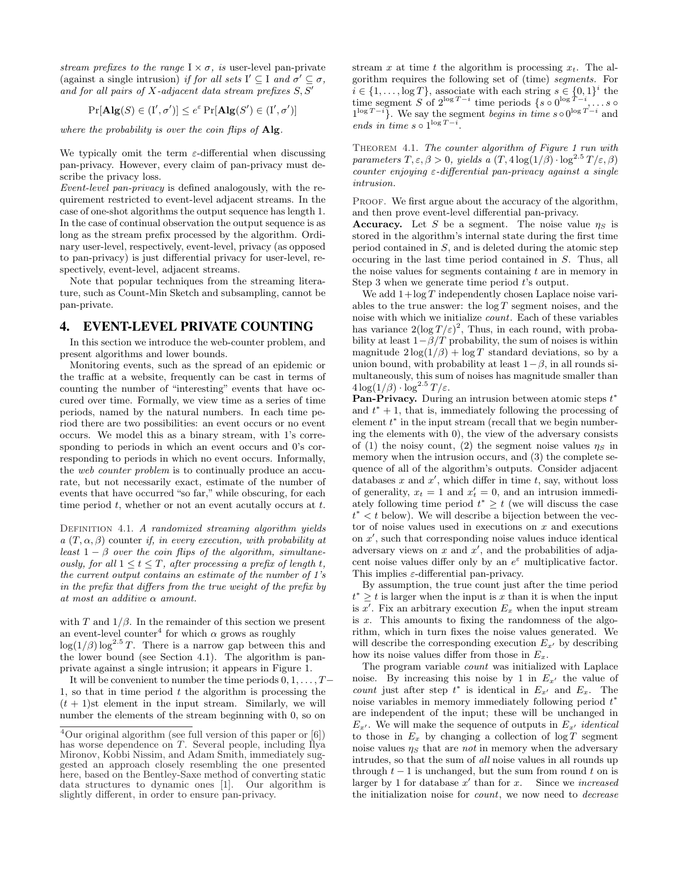*stream prefixes to the range* $\mathrm{I} \times \sigma$*, is* user-level pan-private *(against a single intrusion) if for all sets* $\mathrm{I}' \subseteq \mathrm{I}$ *and* $\sigma' \subseteq \sigma$*, and for all pairs of* $X$*-adjacent data stream prefixes* $S, S'$

$$\Pr[\mathbf{Alg}(S) \in (\mathrm{I}', \sigma')] \leq e^{\varepsilon} \Pr[\mathbf{Alg}(S') \in (\mathrm{I}', \sigma')]$$

*where the probability is over the coin flips of* $\mathbf{Alg}$*.*

We typically omit the term $\varepsilon$-differential when discussing pan-privacy. However, every claim of pan-privacy must describe the privacy loss.

*Event-level pan-privacy* is defined analogously, with the requirement restricted to event-level adjacent streams. In the case of one-shot algorithms the output sequence has length 1. In the case of continual observation the output sequence is as long as the stream prefix processed by the algorithm. Ordinary user-level, respectively, event-level, privacy (as opposed to pan-privacy) is just differential privacy for user-level, respectively, event-level, adjacent streams.

Note that popular techniques from the streaming literature, such as Count-Min Sketch and subsampling, cannot be pan-private.

## 4. EVENT-LEVEL PRIVATE COUNTING

In this section we introduce the web-counter problem, and present algorithms and lower bounds.

Monitoring events, such as the spread of an epidemic or the traffic at a website, frequently can be cast in terms of counting the number of "interesting" events that have occured over time. Formally, we view time as a series of time periods, named by the natural numbers. In each time period there are two possibilities: an event occurs or no event occurs. We model this as a binary stream, with 1's corresponding to periods in which an event occurs and 0's corresponding to periods in which no event occurs. Informally, the *web counter problem* is to continually produce an accurate, but not necessarily exact, estimate of the number of events that have occurred "so far," while obscuring, for each time period $t$, whether or not an event acutally occurs at $t$.

Definition 4.1. *A randomized streaming algorithm yields a* $(T, \alpha, \beta)$ *counter if, in every execution, with probability at least* $1 - \beta$ *over the coin flips of the algorithm, simultaneously, for all* $1 \leq t \leq T$*, after processing a prefix of length* $t$*, the current output contains an estimate of the number of 1's in the prefix that differs from the true weight of the prefix by at most an additive* $\alpha$ *amount.*

with $T$ and $1/\beta$. In the remainder of this section we present an event-level counter[4] for which $\alpha$ grows as roughly $\log(1/\beta)\log^{2.5} T$. There is a narrow gap between this and the lower bound (see Section 4.1). The algorithm is pan-private against a single intrusion; it appears in Figure 1.

It will be convenient to number the time periods $0, 1, \ldots, T-1$, so that in time period $t$ the algorithm is processing the $(t+1)$st element in the input stream. Similarly, we will number the elements of the stream beginning with 0, so on stream $x$ at time $t$ the algorithm is processing $x_t$. The algorithm requires the following set of (time) *segments*. For $i \in \{1, \ldots, \log T\}$, associate with each string $s \in \{0,1\}^i$ the time segment $S$ of $2^{\log T - i}$ time periods $\{s \circ 0^{\log T - i}, \ldots s \circ 1^{\log T - i}\}$. We say the segment *begins in time* $s \circ 0^{\log T - i}$ and *ends in time* $s \circ 1^{\log T - i}$.

Theorem 4.1. *The counter algorithm of Figure 1 run with parameters* $T, \varepsilon, \beta > 0$*, yields a* $(T, 4\log(1/\beta) \cdot \log^{2.5} T/\varepsilon, \beta)$ *counter enjoying* $\varepsilon$*-differential pan-privacy against a single intrusion.*

Proof. We first argue about the accuracy of the algorithm, and then prove event-level differential pan-privacy.

**Accuracy.** Let $S$ be a segment. The noise value $\eta_S$ is stored in the algorithm's internal state during the first time period contained in $S$, and is deleted during the atomic step occuring in the last time period contained in $S$. Thus, all the noise values for segments containing $t$ are in memory in Step 3 when we generate time period $t$'s output.

We add $1 + \log T$ independently chosen Laplace noise variables to the true answer: the $\log T$ segment noises, and the noise with which we initialize *count*. Each of these variables has variance $2(\log T/\varepsilon)^2$, Thus, in each round, with probability at least $1 - \beta/T$ probability, the sum of noises is within magnitude $2\log(1/\beta) + \log T$ standard deviations, so by a union bound, with probability at least $1 - \beta$, in all rounds simultaneously, this sum of noises has magnitude smaller than $4\log(1/\beta) \cdot \log^{2.5} T/\varepsilon$.

**Pan-Privacy.** During an intrusion between atomic steps $t^*$ and $t^* + 1$, that is, immediately following the processing of element $t^*$ in the input stream (recall that we begin numbering the elements with 0), the view of the adversary consists of (1) the noisy count, (2) the segment noise values $\eta_S$ in memory when the intrusion occurs, and (3) the complete sequence of all of the algorithm's outputs. Consider adjacent databases $x$ and $x'$, which differ in time $t$, say, without loss of generality, $x_t = 1$ and $x'_t = 0$, and an intrusion immediately following time period $t^* \geq t$ (we will discuss the case $t^* < t$ below). We will describe a bijection between the vector of noise values used in executions on $x$ and executions on $x'$, such that corresponding noise values induce identical adversary views on $x$ and $x'$, and the probabilities of adjacent noise values differ only by an $e^{\varepsilon}$ multiplicative factor. This implies $\varepsilon$-differential pan-privacy.

By assumption, the true count just after the time period $t^* \geq t$ is larger when the input is $x$ than it is when the input is $x'$. Fix an arbitrary execution $E_x$ when the input stream is $x$. This amounts to fixing the randomness of the algorithm, which in turn fixes the noise values generated. We will describe the corresponding execution $E_{x'}$ by describing how its noise values differ from those in $E_x$.

The program variable *count* was initialized with Laplace noise. By increasing this noise by 1 in $E_{x'}$ the value of *count* just after step $t^*$ is identical in $E_{x'}$ and $E_x$. The noise variables in memory immediately following period $t^*$ are independent of the input; these will be unchanged in $E_{x'}$. We will make the sequence of outputs in $E_{x'}$ *identical* to those in $E_x$ by changing a collection of $\log T$ segment noise values $\eta_S$ that are *not* in memory when the adversary intrudes, so that the sum of *all* noise values in all rounds up through $t - 1$ is unchanged, but the sum from round $t$ on is larger by 1 for database $x'$ than for $x$. Since we *increased* the initialization noise for *count*, we now need to *decrease*

[4] Our original algorithm (see full version of this paper or [6]) has worse dependence on $T$. Several people, including Ilya Mironov, Kobbi Nissim, and Adam Smith, immediately suggested an approach closely resembling the one presented here, based on the Bentley-Saxe method of converting static data structures to dynamic ones [1]. Our algorithm is slightly different, in order to ensure pan-privacy.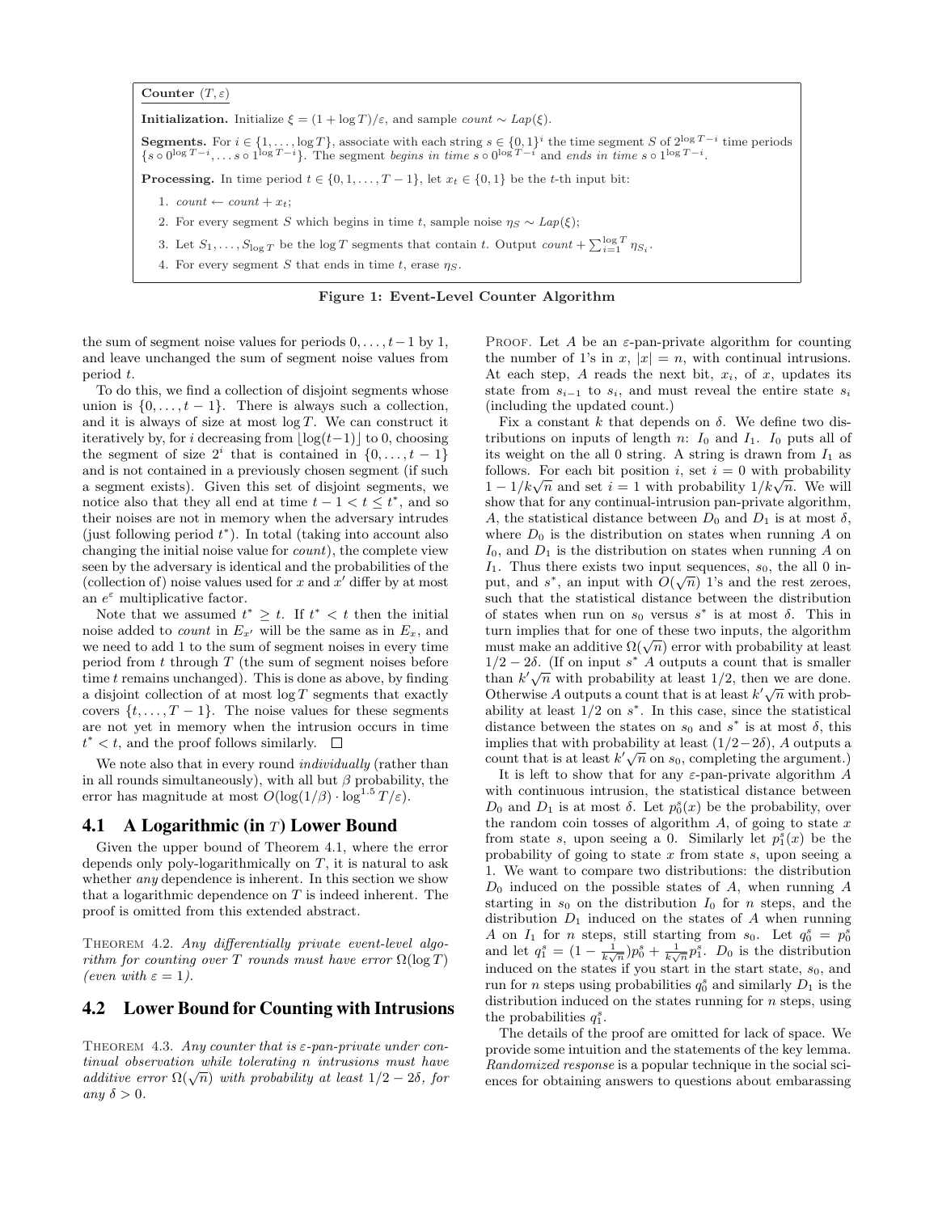**Counter** $(T, \varepsilon)$

**Initialization.** Initialize $\xi = (1 + \log T)/\varepsilon$, and sample $count \sim Lap(\xi)$.

**Segments.** For $i \in \{1, \ldots, \log T\}$, associate with each string $s \in \{0,1\}^i$ the time segment $S$ of $2^{\log T - i}$ time periods $\{s \circ 0^{\log T - i}, \ldots s \circ 1^{\log T - i}\}$. The segment *begins in time* $s \circ 0^{\log T - i}$ and *ends in time* $s \circ 1^{\log T - i}$.

**Processing.** In time period $t \in \{0, 1, \ldots, T-1\}$, let $x_t \in \{0,1\}$ be the $t$-th input bit:

1. $count \leftarrow count + x_t$;
2. For every segment $S$ which begins in time $t$, sample noise $\eta_S \sim Lap(\xi)$;
3. Let $S_1, \ldots, S_{\log T}$ be the $\log T$ segments that contain $t$. Output $count + \sum_{i=1}^{\log T} \eta_{S_i}$.
4. For every segment $S$ that ends in time $t$, erase $\eta_S$.

**Figure 1: Event-Level Counter Algorithm**

the sum of segment noise values for periods $0, \ldots, t-1$ by 1, and leave unchanged the sum of segment noise values from period $t$.

To do this, we find a collection of disjoint segments whose union is $\{0, \ldots, t-1\}$. There is always such a collection, and it is always of size at most $\log T$. We can construct it iteratively by, for $i$ decreasing from $\lfloor \log(t-1) \rfloor$ to 0, choosing the segment of size $2^i$ that is contained in $\{0, \ldots, t-1\}$ and is not contained in a previously chosen segment (if such a segment exists). Given this set of disjoint segments, we notice also that they all end at time $t - 1 < t \leq t^*$, and so their noises are not in memory when the adversary intrudes (just following period $t^*$). In total (taking into account also changing the initial noise value for *count*), the complete view seen by the adversary is identical and the probabilities of the (collection of) noise values used for $x$ and $x'$ differ by at most an $e^{\varepsilon}$ multiplicative factor.

Note that we assumed $t^* \geq t$. If $t^* < t$ then the initial noise added to *count* in $E_{x'}$ will be the same as in $E_x$, and we need to add 1 to the sum of segment noises in every time period from $t$ through $T$ (the sum of segment noises before time $t$ remains unchanged). This is done as above, by finding a disjoint collection of at most $\log T$ segments that exactly covers $\{t, \ldots, T-1\}$. The noise values for these segments are not yet in memory when the intrusion occurs in time $t^* < t$, and the proof follows similarly. $\square$

We note also that in every round *individually* (rather than in all rounds simultaneously), with all but $\beta$ probability, the error has magnitude at most $O(\log(1/\beta) \cdot \log^{1.5} T/\varepsilon)$.

## 4.1 A Logarithmic (in $T$) Lower Bound

Given the upper bound of Theorem 4.1, where the error depends only poly-logarithmically on $T$, it is natural to ask whether *any* dependence is inherent. In this section we show that a logarithmic dependence on $T$ is indeed inherent. The proof is omitted from this extended abstract.

THEOREM 4.2. *Any differentially private event-level algorithm for counting over $T$ rounds must have error $\Omega(\log T)$ (even with $\varepsilon = 1$).*

## 4.2 Lower Bound for Counting with Intrusions

THEOREM 4.3. *Any counter that is $\varepsilon$-pan-private under continual observation while tolerating $n$ intrusions must have additive error $\Omega(\sqrt{n})$ with probability at least $1/2 - 2\delta$, for any $\delta > 0$.*

PROOF. Let $A$ be an $\varepsilon$-pan-private algorithm for counting the number of 1's in $x$, $|x| = n$, with continual intrusions. At each step, $A$ reads the next bit, $x_i$, of $x$, updates its state from $s_{i-1}$ to $s_i$, and must reveal the entire state $s_i$ (including the updated count.)

Fix a constant $k$ that depends on $\delta$. We define two distributions on inputs of length $n$: $I_0$ and $I_1$. $I_0$ puts all of its weight on the all 0 string. A string is drawn from $I_1$ as follows. For each bit position $i$, set $i = 0$ with probability $1 - 1/k\sqrt{n}$ and set $i = 1$ with probability $1/k\sqrt{n}$. We will show that for any continual-intrusion pan-private algorithm, $A$, the statistical distance between $D_0$ and $D_1$ is at most $\delta$, where $D_0$ is the distribution on states when running $A$ on $I_0$, and $D_1$ is the distribution on states when running $A$ on $I_1$. Thus there exists two input sequences, $s_0$, the all 0 input, and $s^*$, an input with $O(\sqrt{n})$ 1's and the rest zeroes, such that the statistical distance between the distribution of states when run on $s_0$ versus $s^*$ is at most $\delta$. This in turn implies that for one of these two inputs, the algorithm must make an additive $\Omega(\sqrt{n})$ error with probability at least $1/2 - 2\delta$. (If on input $s^*$ $A$ outputs a count that is smaller than $k'\sqrt{n}$ with probability at least $1/2$, then we are done. Otherwise $A$ outputs a count that is at least $k'\sqrt{n}$ with probability at least $1/2$ on $s^*$. In this case, since the statistical distance between the states on $s_0$ and $s^*$ is at most $\delta$, this implies that with probability at least $(1/2-2\delta)$, $A$ outputs a count that is at least $k'\sqrt{n}$ on $s_0$, completing the argument.)

It is left to show that for any $\varepsilon$-pan-private algorithm $A$ with continuous intrusion, the statistical distance between $D_0$ and $D_1$ is at most $\delta$. Let $p_0^s(x)$ be the probability, over the random coin tosses of algorithm $A$, of going to state $x$ from state $s$, upon seeing a 0. Similarly let $p_1^s(x)$ be the probability of going to state $x$ from state $s$, upon seeing a 1. We want to compare two distributions: the distribution $D_0$ induced on the possible states of $A$, when running $A$ starting in $s_0$ on the distribution $I_0$ for $n$ steps, and the distribution $D_1$ induced on the states of $A$ when running $A$ on $I_1$ for $n$ steps, still starting from $s_0$. Let $q_0^s = p_0^s$ and let $q_1^s = (1 - \frac{1}{k\sqrt{n}})p_0^s + \frac{1}{k\sqrt{n}}p_1^s$. $D_0$ is the distribution induced on the states if you start in the start state, $s_0$, and run for $n$ steps using probabilities $q_0^s$ and similarly $D_1$ is the distribution induced on the states running for $n$ steps, using the probabilities $q_1^s$.

The details of the proof are omitted for lack of space. We provide some intuition and the statements of the key lemma. *Randomized response* is a popular technique in the social sciences for obtaining answers to questions about embarassing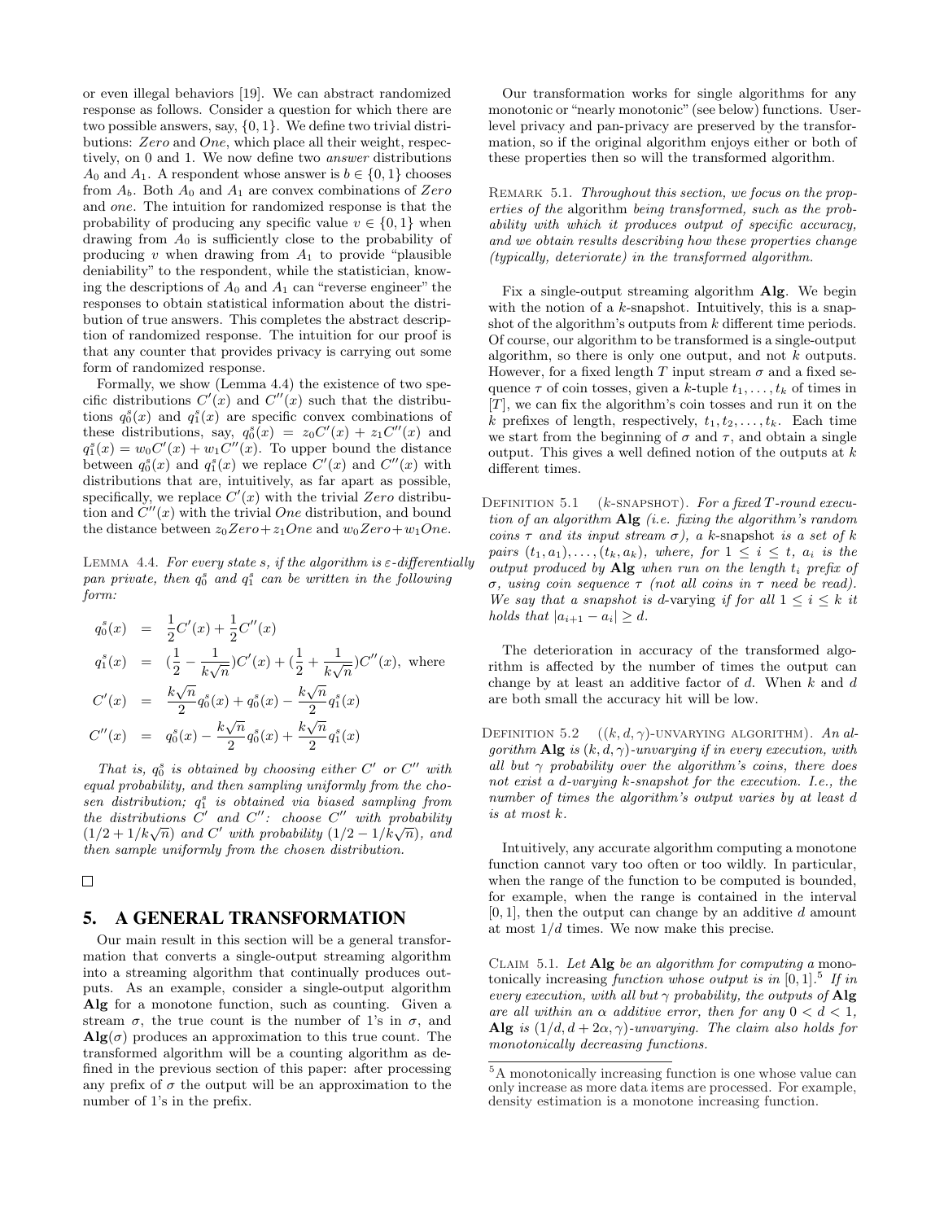or even illegal behaviors [19]. We can abstract randomized response as follows. Consider a question for which there are two possible answers, say, $\{0, 1\}$. We define two trivial distributions: *Zero* and *One*, which place all their weight, respectively, on 0 and 1. We now define two *answer* distributions $A_0$ and $A_1$. A respondent whose answer is $b \in \{0, 1\}$ chooses from $A_b$. Both $A_0$ and $A_1$ are convex combinations of *Zero* and *one*. The intuition for randomized response is that the probability of producing any specific value $v \in \{0, 1\}$ when drawing from $A_0$ is sufficiently close to the probability of producing $v$ when drawing from $A_1$ to provide "plausible deniability" to the respondent, while the statistician, knowing the descriptions of $A_0$ and $A_1$ can "reverse engineer" the responses to obtain statistical information about the distribution of true answers. This completes the abstract description of randomized response. The intuition for our proof is that any counter that provides privacy is carrying out some form of randomized response.

Formally, we show (Lemma 4.4) the existence of two specific distributions $C'(x)$ and $C''(x)$ such that the distributions $q_0^s(x)$ and $q_1^s(x)$ are specific convex combinations of these distributions, say, $q_0^s(x) = z_0 C'(x) + z_1 C''(x)$ and $q_1^s(x) = w_0 C'(x) + w_1 C''(x)$. To upper bound the distance between $q_0^s(x)$ and $q_1^s(x)$ we replace $C'(x)$ and $C''(x)$ with distributions that are, intuitively, as far apart as possible, specifically, we replace $C'(x)$ with the trivial *Zero* distribution and $C''(x)$ with the trivial *One* distribution, and bound the distance between $z_0 Zero + z_1 One$ and $w_0 Zero + w_1 One$.

Lemma 4.4. *For every state $s$, if the algorithm is $\varepsilon$-differentially pan private, then $q_0^s$ and $q_1^s$ can be written in the following form:*

$$
\begin{aligned}
q_0^s(x) &= \frac{1}{2}C'(x) + \frac{1}{2}C''(x) \\
q_1^s(x) &= (\frac{1}{2} - \frac{1}{k\sqrt{n}})C'(x) + (\frac{1}{2} + \frac{1}{k\sqrt{n}})C''(x), \text{ where} \\
C'(x) &= \frac{k\sqrt{n}}{2}q_0^s(x) + q_0^s(x) - \frac{k\sqrt{n}}{2}q_1^s(x) \\
C''(x) &= q_0^s(x) - \frac{k\sqrt{n}}{2}q_0^s(x) + \frac{k\sqrt{n}}{2}q_1^s(x)
\end{aligned}
$$

*That is, $q_0^s$ is obtained by choosing either $C'$ or $C''$ with equal probability, and then sampling uniformly from the chosen distribution; $q_1^s$ is obtained via biased sampling from the distributions $C'$ and $C''$: choose $C''$ with probability $(1/2 + 1/k\sqrt{n})$ and $C'$ with probability $(1/2 - 1/k\sqrt{n})$, and then sample uniformly from the chosen distribution.*

□

## 5. A GENERAL TRANSFORMATION

Our main result in this section will be a general transformation that converts a single-output streaming algorithm into a streaming algorithm that continually produces outputs. As an example, consider a single-output algorithm **Alg** for a monotone function, such as counting. Given a stream $\sigma$, the true count is the number of 1's in $\sigma$, and $\mathbf{Alg}(\sigma)$ produces an approximation to this true count. The transformed algorithm will be a counting algorithm as defined in the previous section of this paper: after processing any prefix of $\sigma$ the output will be an approximation to the number of 1's in the prefix.

Our transformation works for single algorithms for any monotonic or "nearly monotonic" (see below) functions. User-level privacy and pan-privacy are preserved by the transformation, so if the original algorithm enjoys either or both of these properties then so will the transformed algorithm.

Remark 5.1. *Throughout this section, we focus on the properties of the* algorithm *being transformed, such as the probability with which it produces output of specific accuracy, and we obtain results describing how these properties change (typically, deteriorate) in the transformed algorithm.*

Fix a single-output streaming algorithm **Alg**. We begin with the notion of a $k$-snapshot. Intuitively, this is a snapshot of the algorithm's outputs from $k$ different time periods. Of course, our algorithm to be transformed is a single-output algorithm, so there is only one output, and not $k$ outputs. However, for a fixed length $T$ input stream $\sigma$ and a fixed sequence $\tau$ of coin tosses, given a $k$-tuple $t_1, \ldots, t_k$ of times in $[T]$, we can fix the algorithm's coin tosses and run it on the $k$ prefixes of length, respectively, $t_1, t_2, \ldots, t_k$. Each time we start from the beginning of $\sigma$ and $\tau$, and obtain a single output. This gives a well defined notion of the outputs at $k$ different times.

Definition 5.1 ($k$-snapshot). *For a fixed $T$-round execution of an algorithm* **Alg** *(i.e. fixing the algorithm's random coins $\tau$ and its input stream $\sigma$), a $k$-snapshot is a set of $k$ pairs $(t_1, a_1), \ldots, (t_k, a_k)$, where, for $1 \le i \le t$, $a_i$ is the output produced by* **Alg** *when run on the length $t_i$ prefix of $\sigma$, using coin sequence $\tau$ (not all coins in $\tau$ need be read). We say that a snapshot is $d$-varying if for all $1 \le i \le k$ it holds that $|a_{i+1} - a_i| \ge d$.*

The deterioration in accuracy of the transformed algorithm is affected by the number of times the output can change by at least an additive factor of $d$. When $k$ and $d$ are both small the accuracy hit will be low.

Definition 5.2 ($(k, d, \gamma)$-unvarying algorithm). *An algorithm* **Alg** *is $(k, d, \gamma)$-unvarying if in every execution, with all but $\gamma$ probability over the algorithm's coins, there does not exist a $d$-varying $k$-snapshot for the execution. I.e., the number of times the algorithm's output varies by at least $d$ is at most $k$.*

Intuitively, any accurate algorithm computing a monotone function cannot vary too often or too wildly. In particular, when the range of the function to be computed is bounded, for example, when the range is contained in the interval $[0, 1]$, then the output can change by an additive $d$ amount at most $1/d$ times. We now make this precise.

Claim 5.1. *Let* **Alg** *be an algorithm for computing a* monotonically increasing *function whose output is in $[0, 1]$.*[5] *If in every execution, with all but $\gamma$ probability, the outputs of* **Alg** *are all within an $\alpha$ additive error, then for any $0 < d < 1$,* **Alg** *is $(1/d, d + 2\alpha, \gamma)$-unvarying. The claim also holds for monotonically decreasing functions.*

[5] A monotonically increasing function is one whose value can only increase as more data items are processed. For example, density estimation is a monotone increasing function.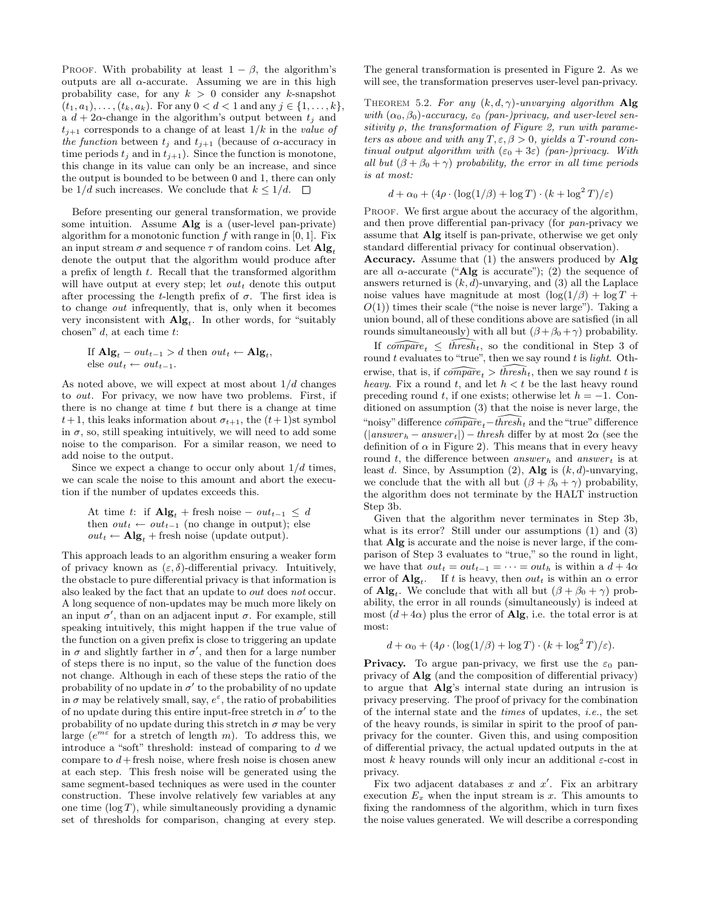PROOF. With probability at least $1 - \beta$, the algorithm's outputs are all $\alpha$-accurate. Assuming we are in this high probability case, for any $k > 0$ consider any $k$-snapshot $(t_1, a_1), \ldots, (t_k, a_k)$. For any $0 < d < 1$ and any $j \in \{1, \ldots, k\}$, a $d + 2\alpha$-change in the algorithm's output between $t_j$ and $t_{j+1}$ corresponds to a change of at least $1/k$ in the *value of the function* between $t_j$ and $t_{j+1}$ (because of $\alpha$-accuracy in time periods $t_j$ and in $t_{j+1}$). Since the function is monotone, this change in its value can only be an increase, and since the output is bounded to be between 0 and 1, there can only be $1/d$ such increases. We conclude that $k \leq 1/d$. □

Before presenting our general transformation, we provide some intuition. Assume **Alg** is a (user-level pan-private) algorithm for a monotonic function $f$ with range in $[0, 1]$. Fix an input stream $\sigma$ and sequence $\tau$ of random coins. Let $\mathbf{Alg}_t$ denote the output that the algorithm would produce after a prefix of length $t$. Recall that the transformed algorithm will have output at every step; let $out_t$ denote this output after processing the $t$-length prefix of $\sigma$. The first idea is to change $out$ infrequently, that is, only when it becomes very inconsistent with $\mathbf{Alg}_t$. In other words, for "suitably chosen" $d$, at each time $t$:

> If $\mathbf{Alg}_t - out_{t-1} > d$ then $out_t \leftarrow \mathbf{Alg}_t$,
> else $out_t \leftarrow out_{t-1}$.

As noted above, we will expect at most about $1/d$ changes to $out$. For privacy, we now have two problems. First, if there is no change at time $t$ but there is a change at time $t+1$, this leaks information about $\sigma_{t+1}$, the $(t+1)$st symbol in $\sigma$, so, still speaking intuitively, we will need to add some noise to the comparison. For a similar reason, we need to add noise to the output.

Since we expect a change to occur only about $1/d$ times, we can scale the noise to this amount and abort the execution if the number of updates exceeds this.

> At time $t$: if $\mathbf{Alg}_t$ + fresh noise $- \, out_{t-1} \leq d$ then $out_t \leftarrow out_{t-1}$ (no change in output); else $out_t \leftarrow \mathbf{Alg}_t$ + fresh noise (update output).

This approach leads to an algorithm ensuring a weaker form of privacy known as $(\varepsilon, \delta)$-differential privacy. Intuitively, the obstacle to pure differential privacy is that information is also leaked by the fact that an update to $out$ does *not* occur. A long sequence of non-updates may be much more likely on an input $\sigma'$, than on an adjacent input $\sigma$. For example, still speaking intuitively, this might happen if the true value of the function on a given prefix is close to triggering an update in $\sigma$ and slightly farther in $\sigma'$, and then for a large number of steps there is no input, so the value of the function does not change. Although in each of these steps the ratio of the probability of no update in $\sigma'$ to the probability of no update in $\sigma$ may be relatively small, say, $e^{\varepsilon}$, the ratio of probabilities of no update during this entire input-free stretch in $\sigma'$ to the probability of no update during this stretch in $\sigma$ may be very large ($e^{m\varepsilon}$ for a stretch of length $m$). To address this, we introduce a "soft" threshold: instead of comparing to $d$ we compare to $d$ + fresh noise, where fresh noise is chosen anew at each step. This fresh noise will be generated using the same segment-based techniques as were used in the counter construction. These involve relatively few variables at any one time ($\log T$), while simultaneously providing a dynamic set of thresholds for comparison, changing at every step.

The general transformation is presented in Figure 2. As we will see, the transformation preserves user-level pan-privacy.

THEOREM 5.2. *For any $(k, d, \gamma)$-unvarying algorithm* **Alg** *with $(\alpha_0, \beta_0)$-accuracy, $\varepsilon_0$ (pan-)privacy, and user-level sensitivity $\rho$, the transformation of Figure 2, run with parameters as above and with any $T, \varepsilon, \beta > 0$, yields a $T$-round continual output algorithm with $(\varepsilon_0 + 3\varepsilon)$ (pan-)privacy. With all but $(\beta + \beta_0 + \gamma)$ probability, the error in all time periods is at most:*

$$d + \alpha_0 + (4\rho \cdot (\log(1/\beta) + \log T) \cdot (k + \log^2 T)/\varepsilon)$$

PROOF. We first argue about the accuracy of the algorithm, and then prove differential pan-privacy (for *pan*-privacy we assume that **Alg** itself is pan-private, otherwise we get only standard differential privacy for continual observation).

**Accuracy.** Assume that (1) the answers produced by **Alg** are all $\alpha$-accurate ("**Alg** is accurate"); (2) the sequence of answers returned is $(k, d)$-unvarying, and (3) all the Laplace noise values have magnitude at most $(\log(1/\beta) + \log T + O(1))$ times their scale ("the noise is never large"). Taking a union bound, all of these conditions above are satisfied (in all rounds simultaneously) with all but $(\beta + \beta_0 + \gamma)$ probability.

If $\widehat{compare}_t \leq \widehat{thresh}_t$, so the conditional in Step 3 of round $t$ evaluates to "true", then we say round $t$ is *light*. Otherwise, that is, if $\widehat{compare}_t > \widehat{thresh}_t$, then we say round $t$ is *heavy*. Fix a round $t$, and let $h < t$ be the last heavy round preceding round $t$, if one exists; otherwise let $h = -1$. Conditioned on assumption (3) that the noise is never large, the "noisy" difference $\widehat{compare}_t - \widehat{thresh}_t$ and the "true" difference $(|answer_h - answer_t|) - thresh$ differ by at most $2\alpha$ (see the definition of $\alpha$ in Figure 2). This means that in every heavy round $t$, the difference between $answer_h$ and $answer_t$ is at least $d$. Since, by Assumption (2), **Alg** is $(k, d)$-unvarying, we conclude that the with all but $(\beta + \beta_0 + \gamma)$ probability, the algorithm does not terminate by the HALT instruction Step 3b.

Given that the algorithm never terminates in Step 3b, what is its error? Still under our assumptions (1) and (3) that **Alg** is accurate and the noise is never large, if the comparison of Step 3 evaluates to "true," so the round in light, we have that $out_t = out_{t-1} = \cdots = out_h$ is within a $d + 4\alpha$ error of $\mathbf{Alg}_t$. If $t$ is heavy, then $out_t$ is within an $\alpha$ error of $\mathbf{Alg}_t$. We conclude that with all but $(\beta + \beta_0 + \gamma)$ probability, the error in all rounds (simultaneously) is indeed at most $(d + 4\alpha)$ plus the error of **Alg**, i.e. the total error is at most:

$$d + \alpha_0 + (4\rho \cdot (\log(1/\beta) + \log T) \cdot (k + \log^2 T)/\varepsilon).$$

**Privacy.** To argue pan-privacy, we first use the $\varepsilon_0$ pan-privacy of **Alg** (and the composition of differential privacy) to argue that **Alg**'s internal state during an intrusion is privacy preserving. The proof of privacy for the combination of the internal state and the *times* of updates, *i.e.*, the set of the heavy rounds, is similar in spirit to the proof of pan-privacy for the counter. Given this, and using composition of differential privacy, the actual updated outputs in the at most $k$ heavy rounds will only incur an additional $\varepsilon$-cost in privacy.

Fix two adjacent databases $x$ and $x'$. Fix an arbitrary execution $E_x$ when the input stream is $x$. This amounts to fixing the randomness of the algorithm, which in turn fixes the noise values generated. We will describe a corresponding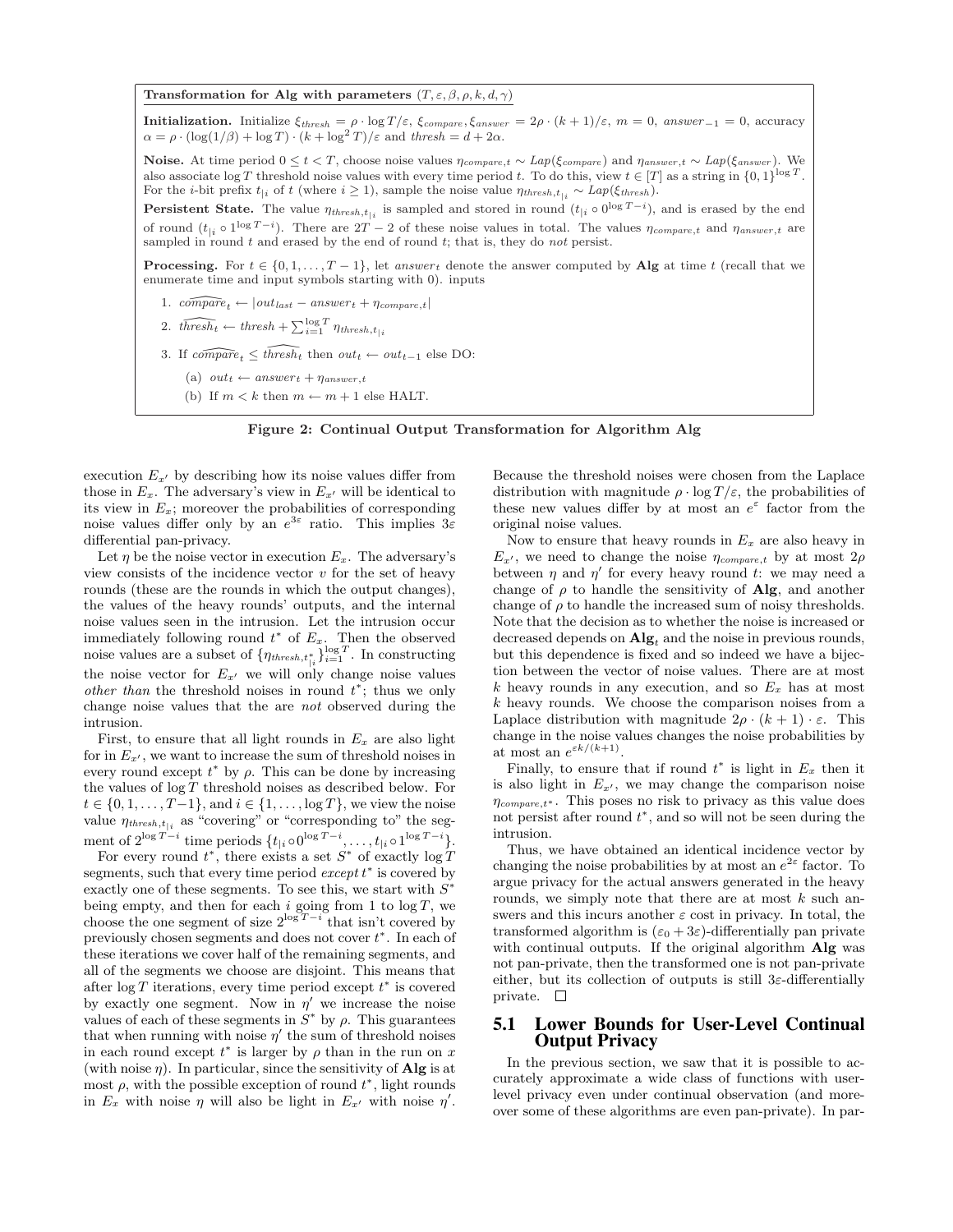**Transformation for Alg with parameters $(T, \varepsilon, \beta, \rho, k, d, \gamma)$**

**Initialization.** Initialize $\xi_{thresh} = \rho \cdot \log T/\varepsilon$, $\xi_{compare}, \xi_{answer} = 2\rho \cdot (k+1)/\varepsilon$, $m = 0$, $answer_{-1} = 0$, accuracy $\alpha = \rho \cdot (\log(1/\beta) + \log T) \cdot (k + \log^2 T)/\varepsilon$ and $thresh = d + 2\alpha$.

**Noise.** At time period $0 \le t < T$, choose noise values $\eta_{compare,t} \sim Lap(\xi_{compare})$ and $\eta_{answer,t} \sim Lap(\xi_{answer})$. We also associate $\log T$ threshold noise values with every time period $t$. To do this, view $t \in [T]$ as a string in $\{0,1\}^{\log T}$. For the $i$-bit prefix $t_{|i}$ of $t$ (where $i \ge 1$), sample the noise value $\eta_{thresh,t_{|i}} \sim Lap(\xi_{thresh})$.

**Persistent State.** The value $\eta_{thresh,t_{|i}}$ is sampled and stored in round $(t_{|i} \circ 0^{\log T - i})$, and is erased by the end of round $(t_{|i} \circ 1^{\log T - i})$. There are $2T - 2$ of these noise values in total. The values $\eta_{compare,t}$ and $\eta_{answer,t}$ are sampled in round $t$ and erased by the end of round $t$; that is, they do *not* persist.

**Processing.** For $t \in \{0, 1, \ldots, T-1\}$, let $answer_t$ denote the answer computed by **Alg** at time $t$ (recall that we enumerate time and input symbols starting with 0). inputs

1. $\widehat{compare}_t \leftarrow |out_{last} - answer_t + \eta_{compare,t}|$
2. $\widehat{thresh}_t \leftarrow thresh + \sum_{i=1}^{\log T} \eta_{thresh,t_{|i}}$
3. If $\widehat{compare}_t \le \widehat{thresh}_t$ then $out_t \leftarrow out_{t-1}$ else DO:
   (a) $out_t \leftarrow answer_t + \eta_{answer,t}$
   (b) If $m < k$ then $m \leftarrow m + 1$ else HALT.

**Figure 2: Continual Output Transformation for Algorithm Alg**

execution $E_{x'}$ by describing how its noise values differ from those in $E_x$. The adversary's view in $E_{x'}$ will be identical to its view in $E_x$; moreover the probabilities of corresponding noise values differ only by an $e^{3\varepsilon}$ ratio. This implies $3\varepsilon$ differential pan-privacy.

Let $\eta$ be the noise vector in execution $E_x$. The adversary's view consists of the incidence vector $v$ for the set of heavy rounds (these are the rounds in which the output changes), the values of the heavy rounds' outputs, and the internal noise values seen in the intrusion. Let the intrusion occur immediately following round $t^*$ of $E_x$. Then the observed noise values are a subset of $\{\eta_{thresh,t^*_{|i}}\}_{i=1}^{\log T}$. In constructing the noise vector for $E_{x'}$ we will only change noise values *other than* the threshold noises in round $t^*$; thus we only change noise values that the are *not* observed during the intrusion.

First, to ensure that all light rounds in $E_x$ are also light for in $E_{x'}$, we want to increase the sum of threshold noises in every round except $t^*$ by $\rho$. This can be done by increasing the values of $\log T$ threshold noises as described below. For $t \in \{0, 1, \ldots, T-1\}$, and $i \in \{1, \ldots, \log T\}$, we view the noise value $\eta_{thresh,t_{|i}}$ as "covering" or "corresponding to" the segment of $2^{\log T - i}$ time periods $\{t_{|i} \circ 0^{\log T - i}, \ldots, t_{|i} \circ 1^{\log T - i}\}$.

For every round $t^*$, there exists a set $S^*$ of exactly $\log T$ segments, such that every time period *except* $t^*$ is covered by exactly one of these segments. To see this, we start with $S^*$ being empty, and then for each $i$ going from 1 to $\log T$, we choose the one segment of size $2^{\log T - i}$ that isn't covered by previously chosen segments and does not cover $t^*$. In each of these iterations we cover half of the remaining segments, and all of the segments we choose are disjoint. This means that after $\log T$ iterations, every time period except $t^*$ is covered by exactly one segment. Now in $\eta'$ we increase the noise values of each of these segments in $S^*$ by $\rho$. This guarantees that when running with noise $\eta'$ the sum of threshold noises in each round except $t^*$ is larger by $\rho$ than in the run on $x$ (with noise $\eta$). In particular, since the sensitivity of **Alg** is at most $\rho$, with the possible exception of round $t^*$, light rounds in $E_x$ with noise $\eta$ will also be light in $E_{x'}$ with noise $\eta'$. Because the threshold noises were chosen from the Laplace distribution with magnitude $\rho \cdot \log T/\varepsilon$, the probabilities of these new values differ by at most an $e^{\varepsilon}$ factor from the original noise values.

Now to ensure that heavy rounds in $E_x$ are also heavy in $E_{x'}$, we need to change the noise $\eta_{compare,t}$ by at most $2\rho$ between $\eta$ and $\eta'$ for every heavy round $t$: we may need a change of $\rho$ to handle the sensitivity of **Alg**, and another change of $\rho$ to handle the increased sum of noisy thresholds. Note that the decision as to whether the noise is increased or decreased depends on $\mathbf{Alg}_t$ and the noise in previous rounds, but this dependence is fixed and so indeed we have a bijection between the vector of noise values. There are at most $k$ heavy rounds in any execution, and so $E_x$ has at most $k$ heavy rounds. We choose the comparison noises from a Laplace distribution with magnitude $2\rho \cdot (k+1) \cdot \varepsilon$. This change in the noise values changes the noise probabilities by at most an $e^{\varepsilon k/(k+1)}$.

Finally, to ensure that if round $t^*$ is light in $E_x$ then it is also light in $E_{x'}$, we may change the comparison noise $\eta_{compare,t^*}$. This poses no risk to privacy as this value does not persist after round $t^*$, and so will not be seen during the intrusion.

Thus, we have obtained an identical incidence vector by changing the noise probabilities by at most an $e^{2\varepsilon}$ factor. To argue privacy for the actual answers generated in the heavy rounds, we simply note that there are at most $k$ such answers and this incurs another $\varepsilon$ cost in privacy. In total, the transformed algorithm is $(\varepsilon_0 + 3\varepsilon)$-differentially pan private with continual outputs. If the original algorithm **Alg** was not pan-private, then the transformed one is not pan-private either, but its collection of outputs is still $3\varepsilon$-differentially private. $\square$

## 5.1 Lower Bounds for User-Level Continual Output Privacy

In the previous section, we saw that it is possible to accurately approximate a wide class of functions with user-level privacy even under continual observation (and moreover some of these algorithms are even pan-private). In par-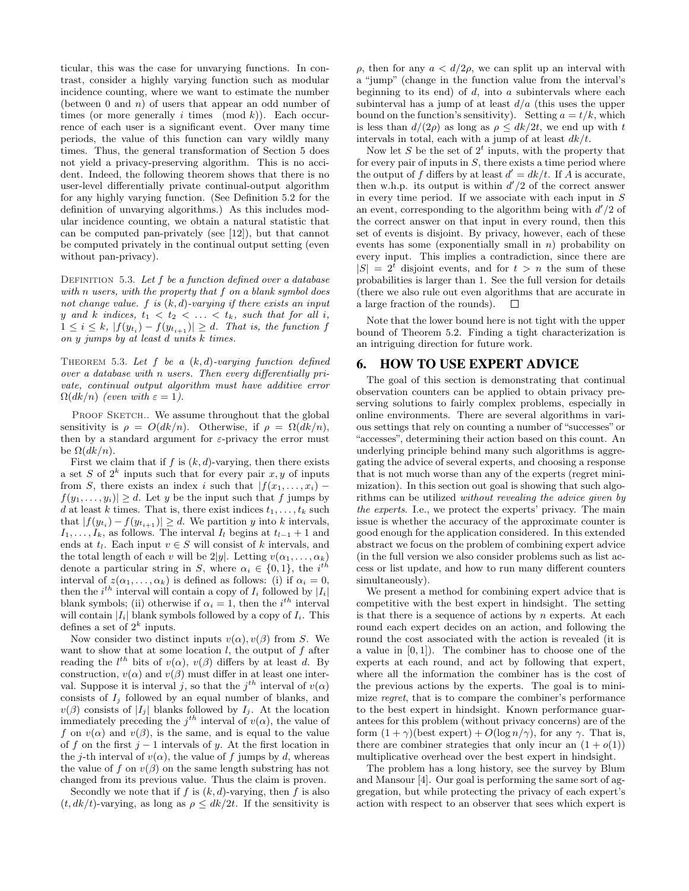ticular, this was the case for unvarying functions. In contrast, consider a highly varying function such as modular incidence counting, where we want to estimate the number (between 0 and $n$) of users that appear an odd number of times (or more generally $i$ times $\pmod k$). Each occurrence of each user is a significant event. Over many time periods, the value of this function can vary wildly many times. Thus, the general transformation of Section 5 does not yield a privacy-preserving algorithm. This is no accident. Indeed, the following theorem shows that there is no user-level differentially private continual-output algorithm for any highly varying function. (See Definition 5.2 for the definition of unvarying algorithms.) As this includes modular incidence counting, we obtain a natural statistic that can be computed pan-privately (see [12]), but that cannot be computed privately in the continual output setting (even without pan-privacy).

Definition 5.3. *Let $f$ be a function defined over a database with $n$ users, with the property that $f$ on a blank symbol does not change value. $f$ is $(k, d)$-varying if there exists an input $y$ and $k$ indices, $t_1 < t_2 < \ldots < t_k$, such that for all $i$, $1 \le i \le k$, $|f(y_{t_i}) - f(y_{t_{i+1}})| \ge d$. That is, the function $f$ on $y$ jumps by at least $d$ units $k$ times.*

Theorem 5.3. *Let $f$ be a $(k, d)$-varying function defined over a database with $n$ users. Then every differentially private, continual output algorithm must have additive error $\Omega(dk/n)$ (even with $\varepsilon = 1$).*

Proof Sketch.. We assume throughout that the global sensitivity is $\rho = O(dk/n)$. Otherwise, if $\rho = \Omega(dk/n)$, then by a standard argument for $\varepsilon$-privacy the error must be $\Omega(dk/n)$.

First we claim that if $f$ is $(k, d)$-varying, then there exists a set $S$ of $2^k$ inputs such that for every pair $x, y$ of inputs from $S$, there exists an index $i$ such that $|f(x_1, \ldots, x_i) - f(y_1, \ldots, y_i)| \ge d$. Let $y$ be the input such that $f$ jumps by $d$ at least $k$ times. That is, there exist indices $t_1, \ldots, t_k$ such that $|f(y_{t_i}) - f(y_{t_{i+1}})| \ge d$. We partition $y$ into $k$ intervals, $I_1, \ldots, I_k$, as follows. The interval $I_l$ begins at $t_{l-1} + 1$ and ends at $t_l$. Each input $v \in S$ will consist of $k$ intervals, and the total length of each $v$ will be $2|y|$. Letting $v(\alpha_1, \ldots, \alpha_k)$ denote a particular string in $S$, where $\alpha_i \in \{0, 1\}$, the $i^{th}$ interval of $z(\alpha_1, \ldots, \alpha_k)$ is defined as follows: (i) if $\alpha_i = 0$, then the $i^{th}$ interval will contain a copy of $I_i$ followed by $|I_i|$ blank symbols; (ii) otherwise if $\alpha_i = 1$, then the $i^{th}$ interval will contain $|I_i|$ blank symbols followed by a copy of $I_i$. This defines a set of $2^k$ inputs.

Now consider two distinct inputs $v(\alpha), v(\beta)$ from $S$. We want to show that at some location $l$, the output of $f$ after reading the $l^{th}$ bits of $v(\alpha)$, $v(\beta)$ differs by at least $d$. By construction, $v(\alpha)$ and $v(\beta)$ must differ in at least one interval. Suppose it is interval $j$, so that the $j^{th}$ interval of $v(\alpha)$ consists of $I_j$ followed by an equal number of blanks, and $v(\beta)$ consists of $|I_j|$ blanks followed by $I_j$. At the location immediately preceding the $j^{th}$ interval of $v(\alpha)$, the value of $f$ on $v(\alpha)$ and $v(\beta)$, is the same, and is equal to the value of $f$ on the first $j-1$ intervals of $y$. At the first location in the $j$-th interval of $v(\alpha)$, the value of $f$ jumps by $d$, whereas the value of $f$ on $v(\beta)$ on the same length substring has not changed from its previous value. Thus the claim is proven.

Secondly we note that if $f$ is $(k, d)$-varying, then $f$ is also $(t, dk/t)$-varying, as long as $\rho \le dk/2t$. If the sensitivity is $\rho$, then for any $a < d/2\rho$, we can split up an interval with a "jump" (change in the function value from the interval's beginning to its end) of $d$, into $a$ subintervals where each subinterval has a jump of at least $d/a$ (this uses the upper bound on the function's sensitivity). Setting $a = t/k$, which is less than $d/(2\rho)$ as long as $\rho \le dk/2t$, we end up with $t$ intervals in total, each with a jump of at least $dk/t$.

Now let $S$ be the set of $2^t$ inputs, with the property that for every pair of inputs in $S$, there exists a time period where the output of $f$ differs by at least $d' = dk/t$. If $A$ is accurate, then w.h.p. its output is within $d'/2$ of the correct answer in every time period. If we associate with each input in $S$ an event, corresponding to the algorithm being with $d'/2$ of the correct answer on that input in every round, then this set of events is disjoint. By privacy, however, each of these events has some (exponentially small in $n$) probability on every input. This implies a contradiction, since there are $|S| = 2^t$ disjoint events, and for $t > n$ the sum of these probabilities is larger than 1. See the full version for details (there we also rule out even algorithms that are accurate in a large fraction of the rounds). $\square$

Note that the lower bound here is not tight with the upper bound of Theorem 5.2. Finding a tight characterization is an intriguing direction for future work.

## 6. HOW TO USE EXPERT ADVICE

The goal of this section is demonstrating that continual observation counters can be applied to obtain privacy preserving solutions to fairly complex problems, especially in online environments. There are several algorithms in various settings that rely on counting a number of "successes" or "accesses", determining their action based on this count. An underlying principle behind many such algorithms is aggregating the advice of several experts, and choosing a response that is not much worse than any of the experts (regret minimization). In this section out goal is showing that such algorithms can be utilized *without revealing the advice given by the experts*. I.e., we protect the experts' privacy. The main issue is whether the accuracy of the approximate counter is good enough for the application considered. In this extended abstract we focus on the problem of combining expert advice (in the full version we also consider problems such as list access or list update, and how to run many different counters simultaneously).

We present a method for combining expert advice that is competitive with the best expert in hindsight. The setting is that there is a sequence of actions by $n$ experts. At each round each expert decides on an action, and following the round the cost associated with the action is revealed (it is a value in $[0, 1]$). The combiner has to choose one of the experts at each round, and act by following that expert, where all the information the combiner has is the cost of the previous actions by the experts. The goal is to minimize *regret*, that is to compare the combiner's performance to the best expert in hindsight. Known performance guarantees for this problem (without privacy concerns) are of the form $(1 + \gamma)(\text{best expert}) + O(\log n/\gamma)$, for any $\gamma$. That is, there are combiner strategies that only incur an $(1 + o(1))$ multiplicative overhead over the best expert in hindsight.

The problem has a long history, see the survey by Blum and Mansour [4]. Our goal is performing the same sort of aggregation, but while protecting the privacy of each expert's action with respect to an observer that sees which expert is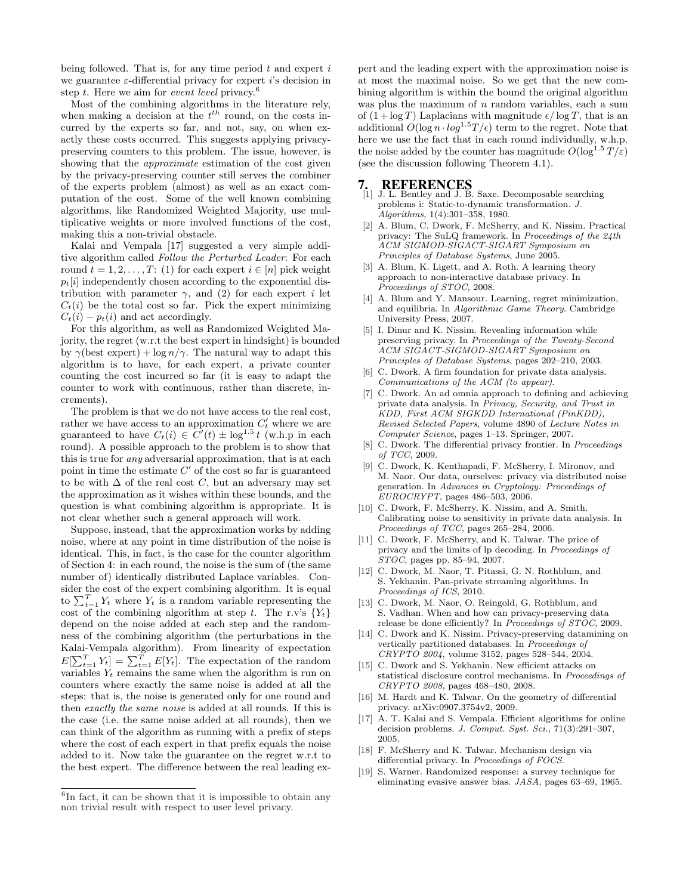being followed. That is, for any time period $t$ and expert $i$ we guarantee $\varepsilon$-differential privacy for expert $i$'s decision in step $t$. Here we aim for *event level* privacy.[6]

Most of the combining algorithms in the literature rely, when making a decision at the $t^{th}$ round, on the costs incurred by the experts so far, and not, say, on when exactly these costs occurred. This suggests applying privacy-preserving counters to this problem. The issue, however, is showing that the *approximate* estimation of the cost given by the privacy-preserving counter still serves the combiner of the experts problem (almost) as well as an exact computation of the cost. Some of the well known combining algorithms, like Randomized Weighted Majority, use multiplicative weights or more involved functions of the cost, making this a non-trivial obstacle.

Kalai and Vempala [17] suggested a very simple additive algorithm called *Follow the Perturbed Leader*: For each round $t = 1, 2, \ldots, T$: (1) for each expert $i \in [n]$ pick weight $p_t[i]$ independently chosen according to the exponential distribution with parameter $\gamma$, and (2) for each expert $i$ let $C_t(i)$ be the total cost so far. Pick the expert minimizing $C_t(i) - p_t(i)$ and act accordingly.

For this algorithm, as well as Randomized Weighted Majority, the regret (w.r.t the best expert in hindsight) is bounded by $\gamma(\text{best expert}) + \log n/\gamma$. The natural way to adapt this algorithm is to have, for each expert, a private counter counting the cost incurred so far (it is easy to adapt the counter to work with continuous, rather than discrete, increments).

The problem is that we do not have access to the real cost, rather we have access to an approximation $C'_t$ where we are guaranteed to have $C_t(i) \in C'(t) \pm \log^{1.5} t$ (w.h.p in each round). A possible approach to the problem is to show that this is true for *any* adversarial approximation, that is at each point in time the estimate $C'$ of the cost so far is guaranteed to be with $\Delta$ of the real cost $C$, but an adversary may set the approximation as it wishes within these bounds, and the question is what combining algorithm is appropriate. It is not clear whether such a general approach will work.

Suppose, instead, that the approximation works by adding noise, where at any point in time distribution of the noise is identical. This, in fact, is the case for the counter algorithm of Section 4: in each round, the noise is the sum of (the same number of) identically distributed Laplace variables. Consider the cost of the expert combining algorithm. It is equal to $\sum_{t=1}^{T} Y_t$ where $Y_t$ is a random variable representing the cost of the combining algorithm at step $t$. The r.v's $\{Y_t\}$ depend on the noise added at each step and the randomness of the combining algorithm (the perturbations in the Kalai-Vempala algorithm). From linearity of expectation $E[\sum_{t=1}^{T} Y_t] = \sum_{t=1}^{T} E[Y_t]$. The expectation of the random variables $Y_t$ remains the same when the algorithm is run on counters where exactly the same noise is added at all the steps: that is, the noise is generated only for one round and then *exactly the same noise* is added at all rounds). If this is the case (i.e. the same noise added at all rounds), then we can think of the algorithm as running with a prefix of steps where the cost of each expert in that prefix equals the noise added to it. Now take the guarantee on the regret w.r.t to the best expert. The difference between the real leading expert and the leading expert with the approximation noise is at most the maximal noise. So we get that the new combining algorithm is within the bound the original algorithm was plus the maximum of $n$ random variables, each a sum of $(1 + \log T)$ Laplacians with magnitude $\epsilon/\log T$, that is an additional $O(\log n \cdot log^{1.5} T/\epsilon)$ term to the regret. Note that here we use the fact that in each round individually, w.h.p. the noise added by the counter has magnitude $O(\log^{1.5} T/\varepsilon)$ (see the discussion following Theorem 4.1).

[6] In fact, it can be shown that it is impossible to obtain any non trivial result with respect to user level privacy.

# 7. REFERENCES

[1] J. L. Bentley and J. B. Saxe. Decomposable searching problems i: Static-to-dynamic transformation. *J. Algorithms*, 1(4):301–358, 1980.

[2] A. Blum, C. Dwork, F. McSherry, and K. Nissim. Practical privacy: The SuLQ framework. In *Proceedings of the 24th ACM SIGMOD-SIGACT-SIGART Symposium on Principles of Database Systems*, June 2005.

[3] A. Blum, K. Ligett, and A. Roth. A learning theory approach to non-interactive database privacy. In *Proceedings of STOC*, 2008.

[4] A. Blum and Y. Mansour. Learning, regret minimization, and equilibria. In *Algorithmic Game Theory*. Cambridge University Press, 2007.

[5] I. Dinur and K. Nissim. Revealing information while preserving privacy. In *Proceedings of the Twenty-Second ACM SIGACT-SIGMOD-SIGART Symposium on Principles of Database Systems*, pages 202–210, 2003.

[6] C. Dwork. A firm foundation for private data analysis. *Communications of the ACM (to appear)*.

[7] C. Dwork. An ad omnia approach to defining and achieving private data analysis. In *Privacy, Security, and Trust in KDD, First ACM SIGKDD International (PinKDD), Revised Selected Papers*, volume 4890 of *Lecture Notes in Computer Science*, pages 1–13. Springer, 2007.

[8] C. Dwork. The differential privacy frontier. In *Proceedings of TCC*, 2009.

[9] C. Dwork, K. Kenthapadi, F. McSherry, I. Mironov, and M. Naor. Our data, ourselves: privacy via distributed noise generation. In *Advances in Cryptology: Proceedings of EUROCRYPT*, pages 486–503, 2006.

[10] C. Dwork, F. McSherry, K. Nissim, and A. Smith. Calibrating noise to sensitivity in private data analysis. In *Proceedings of TCC*, pages 265–284, 2006.

[11] C. Dwork, F. McSherry, and K. Talwar. The price of privacy and the limits of lp decoding. In *Proceedings of STOC*, pages pp. 85–94, 2007.

[12] C. Dwork, M. Naor, T. Pitassi, G. N. Rothblum, and S. Yekhanin. Pan-private streaming algorithms. In *Proceedings of ICS*, 2010.

[13] C. Dwork, M. Naor, O. Reingold, G. Rothblum, and S. Vadhan. When and how can privacy-preserving data release be done efficiently? In *Proceedings of STOC*, 2009.

[14] C. Dwork and K. Nissim. Privacy-preserving datamining on vertically partitioned databases. In *Proceedings of CRYPTO 2004*, volume 3152, pages 528–544, 2004.

[15] C. Dwork and S. Yekhanin. New efficient attacks on statistical disclosure control mechanisms. In *Proceedings of CRYPTO 2008*, pages 468–480, 2008.

[16] M. Hardt and K. Talwar. On the geometry of differential privacy. arXiv:0907.3754v2, 2009.

[17] A. T. Kalai and S. Vempala. Efficient algorithms for online decision problems. *J. Comput. Syst. Sci.*, 71(3):291–307, 2005.

[18] F. McSherry and K. Talwar. Mechanism design via differential privacy. In *Proceedings of FOCS*.

[19] S. Warner. Randomized response: a survey technique for eliminating evasive answer bias. *JASA*, pages 63–69, 1965.